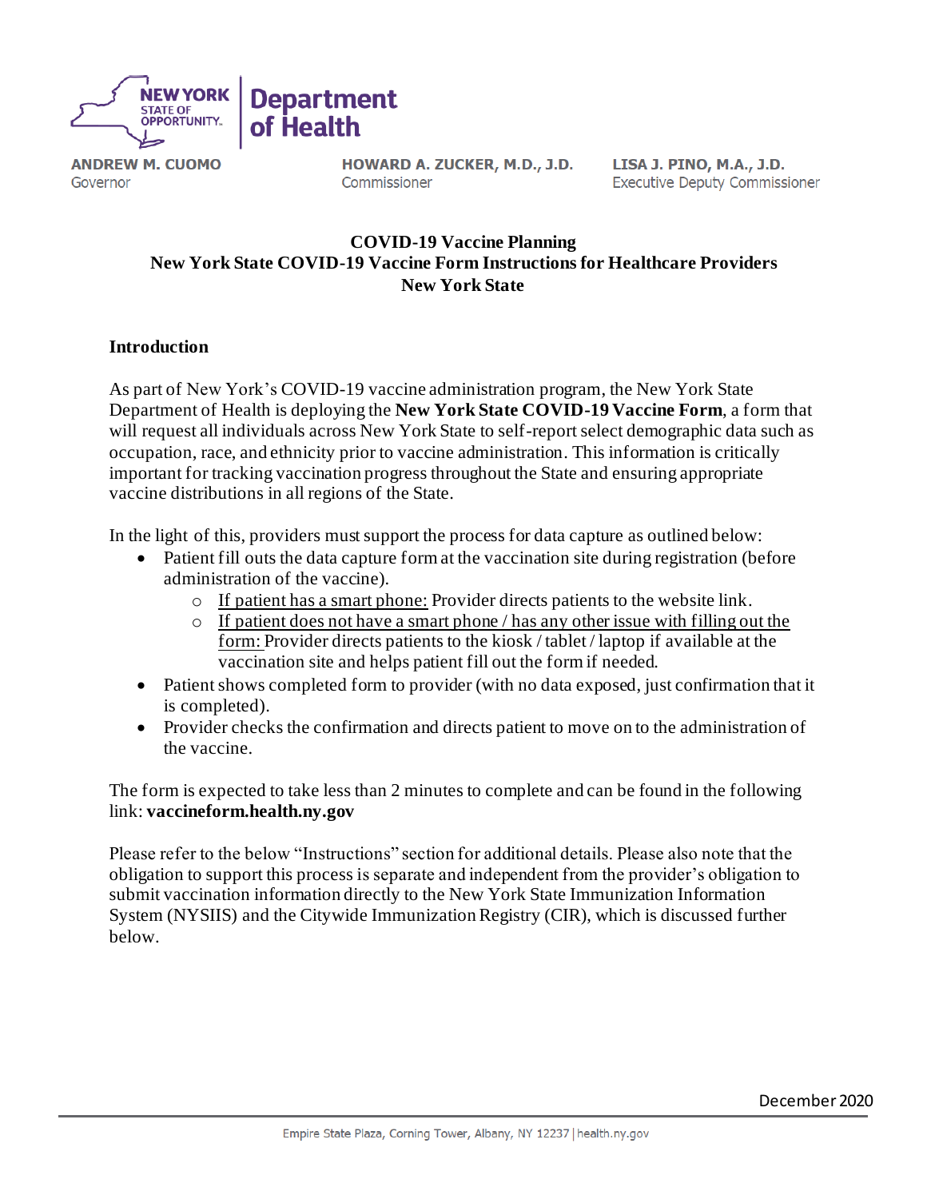NEW YORK STATE OF OPPORTUNITY. | Department of Health

**ANDREW M. CUOMO**
Governor

**HOWARD A. ZUCKER, M.D., J.D.**
Commissioner

**LISA J. PINO, M.A., J.D.**
Executive Deputy Commissioner

# COVID-19 Vaccine Planning
# New York State COVID-19 Vaccine Form Instructions for Healthcare Providers
# New York State

## Introduction

As part of New York's COVID-19 vaccine administration program, the New York State Department of Health is deploying the **New York State COVID-19 Vaccine Form**, a form that will request all individuals across New York State to self-report select demographic data such as occupation, race, and ethnicity prior to vaccine administration. This information is critically important for tracking vaccination progress throughout the State and ensuring appropriate vaccine distributions in all regions of the State.

In the light of this, providers must support the process for data capture as outlined below:

- Patient fill outs the data capture form at the vaccination site during registration (before administration of the vaccine).
  - If patient has a smart phone: Provider directs patients to the website link.
  - If patient does not have a smart phone / has any other issue with filling out the form: Provider directs patients to the kiosk / tablet / laptop if available at the vaccination site and helps patient fill out the form if needed.
- Patient shows completed form to provider (with no data exposed, just confirmation that it is completed).
- Provider checks the confirmation and directs patient to move on to the administration of the vaccine.

The form is expected to take less than 2 minutes to complete and can be found in the following link: **vaccineform.health.ny.gov**

Please refer to the below "Instructions" section for additional details. Please also note that the obligation to support this process is separate and independent from the provider's obligation to submit vaccination information directly to the New York State Immunization Information System (NYSIIS) and the Citywide Immunization Registry (CIR), which is discussed further below.

December 2020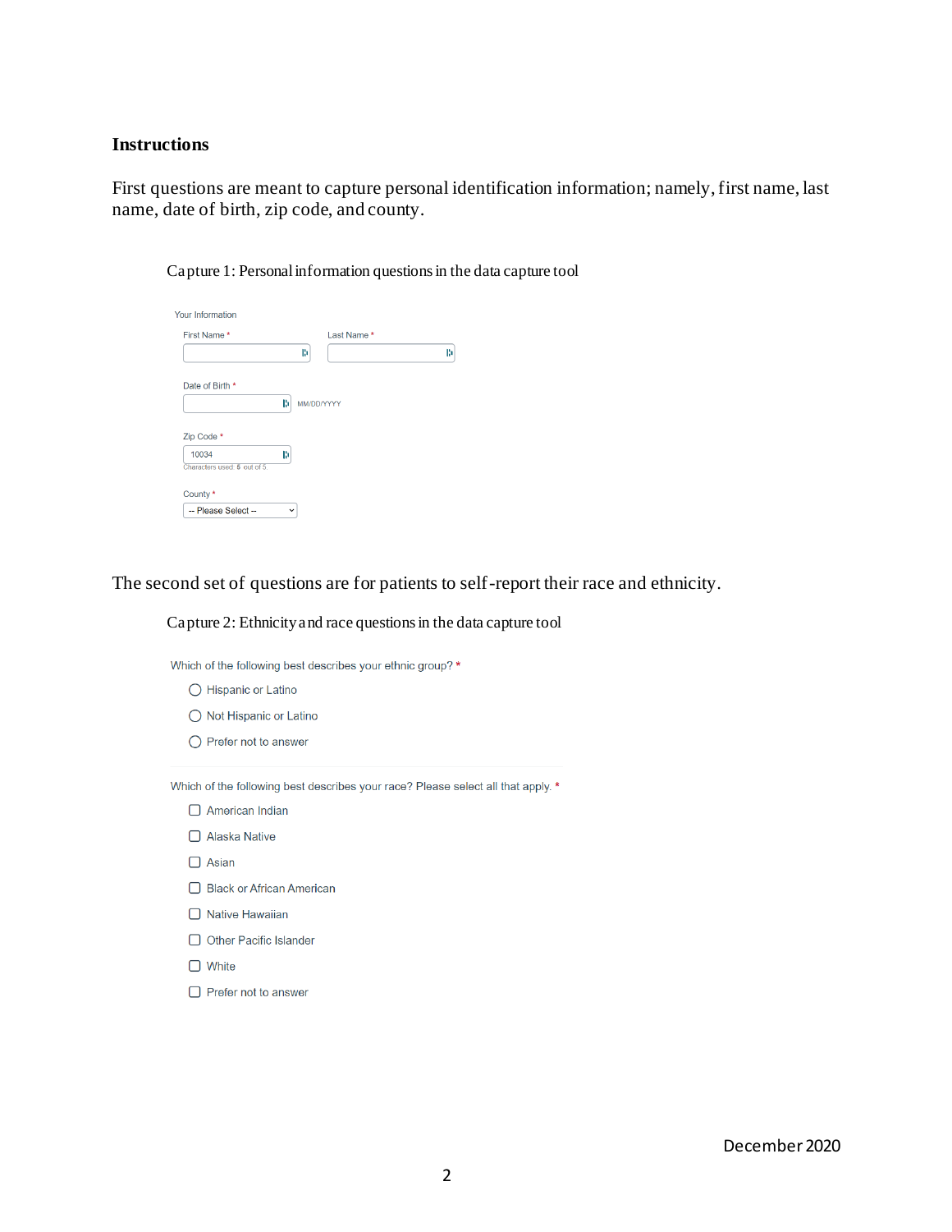## Instructions

First questions are meant to capture personal identification information; namely, first name, last name, date of birth, zip code, and county.

Capture 1: Personal information questions in the data capture tool

Your Information

First Name *

Last Name *

Date of Birth *

MM/DD/YYYY

Zip Code *

10034

Characters used: 5 out of 5.

County *

-- Please Select --

The second set of questions are for patients to self-report their race and ethnicity.

Capture 2: Ethnicity and race questions in the data capture tool

Which of the following best describes your ethnic group? *

- ○ Hispanic or Latino
- ○ Not Hispanic or Latino
- ○ Prefer not to answer

Which of the following best describes your race? Please select all that apply. *

- ☐ American Indian
- ☐ Alaska Native
- ☐ Asian
- ☐ Black or African American
- ☐ Native Hawaiian
- ☐ Other Pacific Islander
- ☐ White
- ☐ Prefer not to answer

December 2020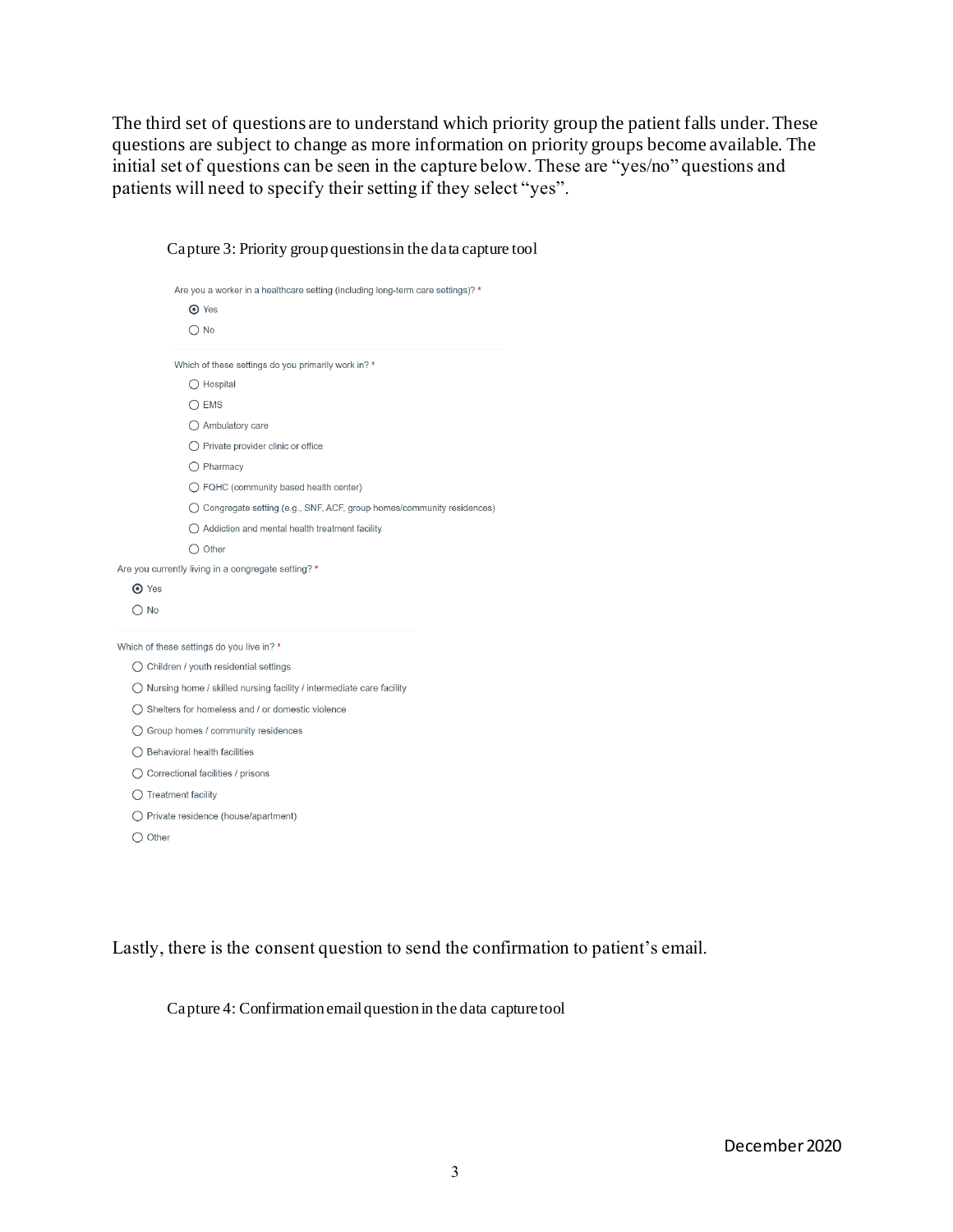The third set of questions are to understand which priority group the patient falls under. These questions are subject to change as more information on priority groups become available. The initial set of questions can be seen in the capture below. These are "yes/no" questions and patients will need to specify their setting if they select "yes".

Capture 3: Priority group questions in the data capture tool

Are you a worker in a healthcare setting (including long-term care settings)? *

- (•) Yes
- ( ) No

Which of these settings do you primarily work in? *

- ( ) Hospital
- ( ) EMS
- ( ) Ambulatory care
- ( ) Private provider clinic or office
- ( ) Pharmacy
- ( ) FQHC (community based health center)
- ( ) Congregate setting (e.g., SNF, ACF, group homes/community residences)
- ( ) Addiction and mental health treatment facility
- ( ) Other

Are you currently living in a congregate setting? *

- (•) Yes
- ( ) No

Which of these settings do you live in? *

- ( ) Children / youth residential settings
- ( ) Nursing home / skilled nursing facility / intermediate care facility
- ( ) Shelters for homeless and / or domestic violence
- ( ) Group homes / community residences
- ( ) Behavioral health facilities
- ( ) Correctional facilities / prisons
- ( ) Treatment facility
- ( ) Private residence (house/apartment)
- ( ) Other

Lastly, there is the consent question to send the confirmation to patient's email.

Capture 4: Confirmation email question in the data capture tool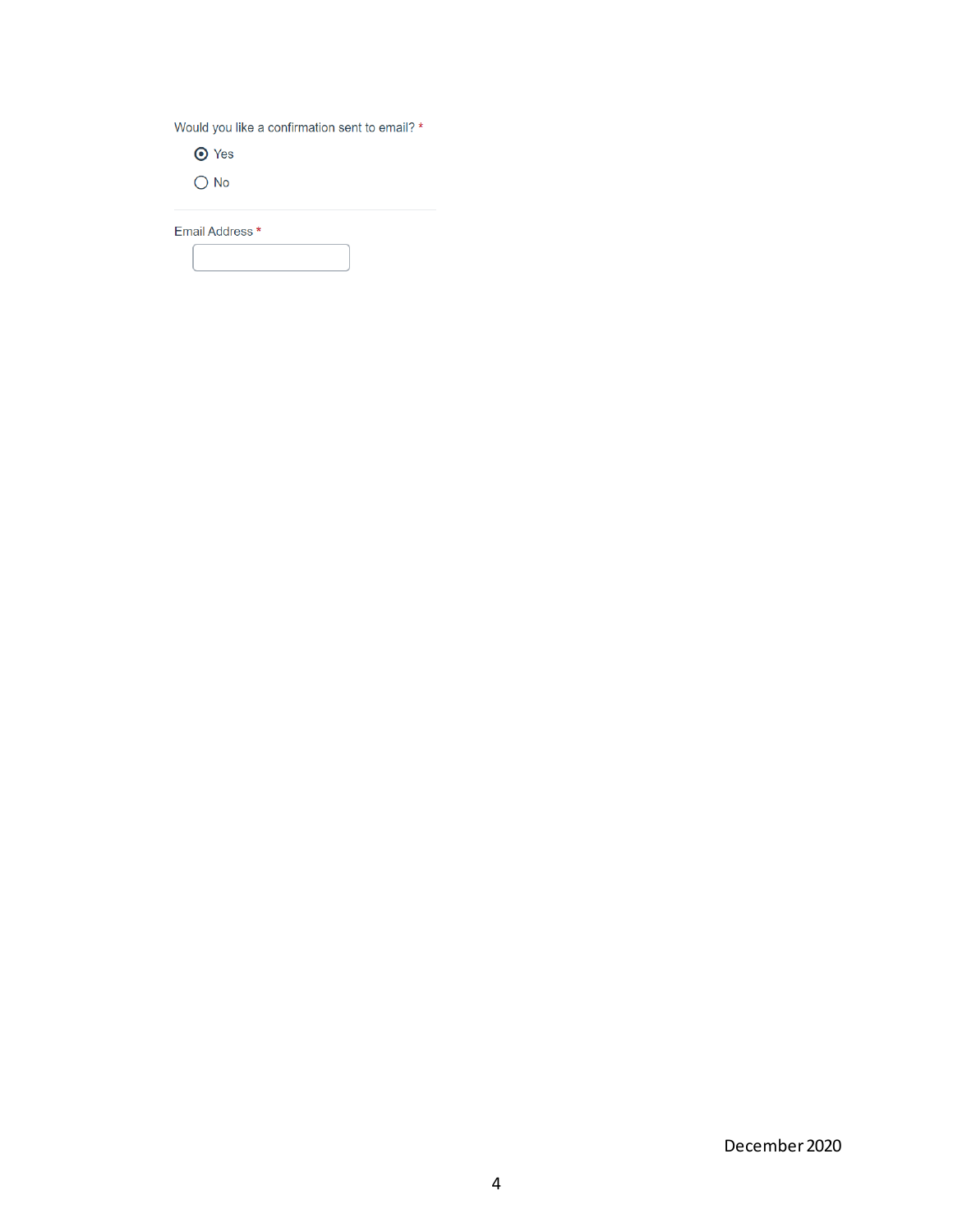Would you like a confirmation sent to email? *

- (•) Yes
- ( ) No

Email Address *

[          ]

December 2020